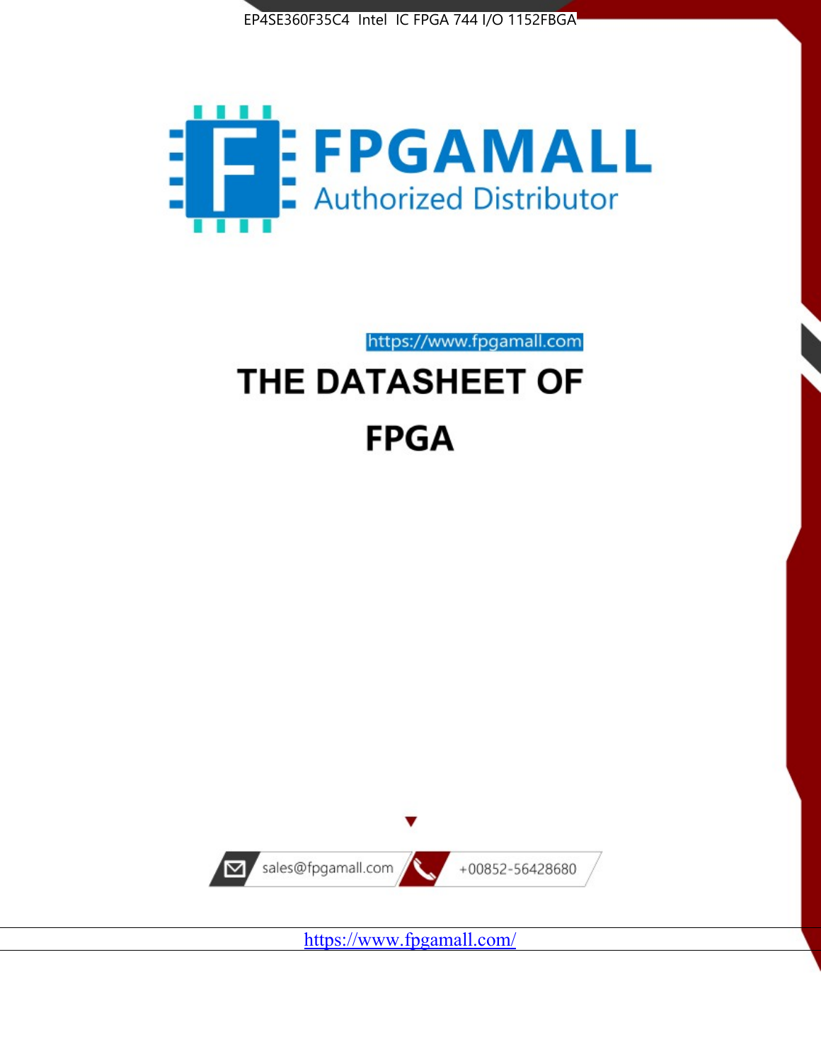EP4SE360F35C4 Intel IC FPGA 744 I/O 1152FBGA

FPGAMALL

Authorized Distributor

https://www.fpgamall.com

# THE DATASHEET OF

# FPGA

sales@fpgamall.com

+00852-56428680

https://www.fpgamall.com/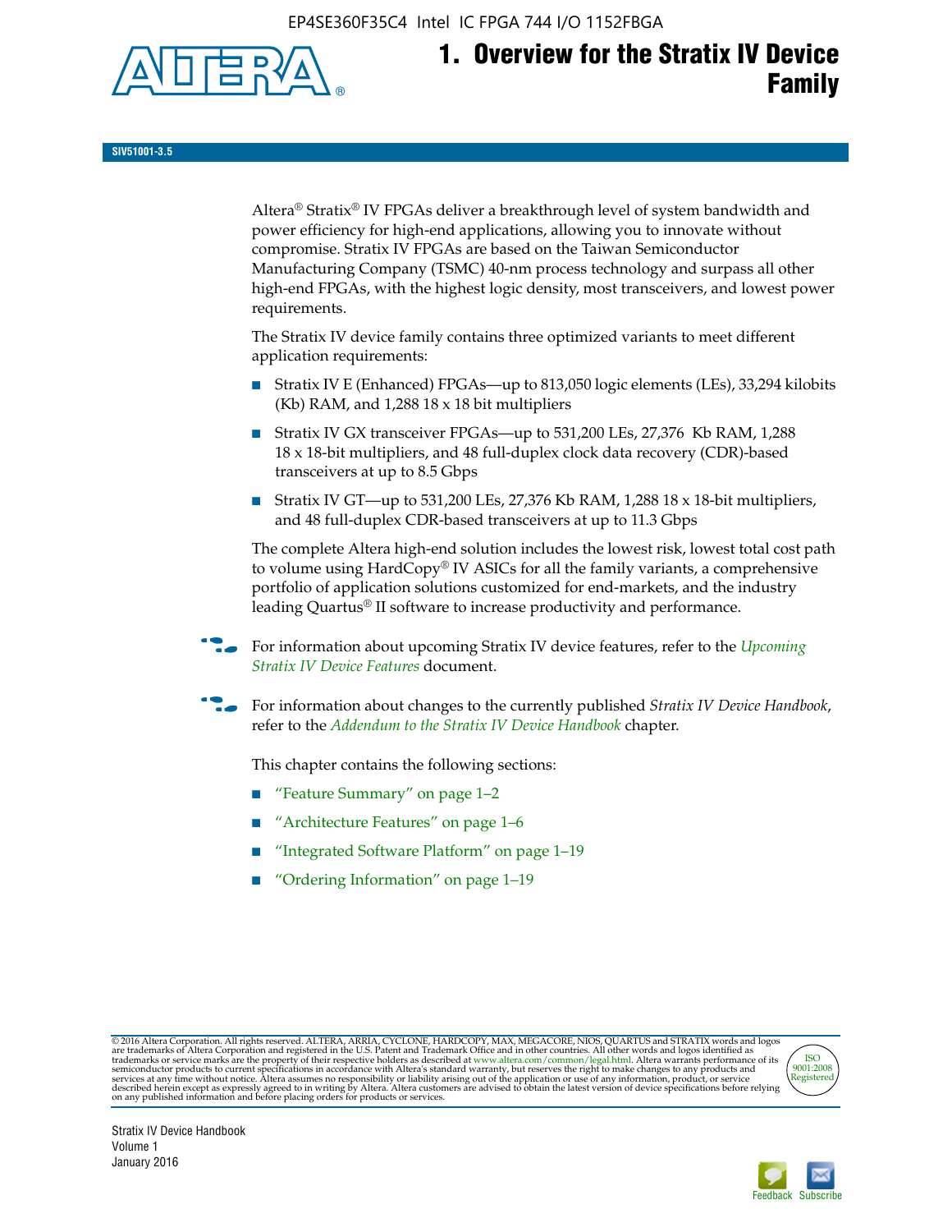# 1. Overview for the Stratix IV Device Family

**SIV51001-3.5**

Altera® Stratix® IV FPGAs deliver a breakthrough level of system bandwidth and power efficiency for high-end applications, allowing you to innovate without compromise. Stratix IV FPGAs are based on the Taiwan Semiconductor Manufacturing Company (TSMC) 40-nm process technology and surpass all other high-end FPGAs, with the highest logic density, most transceivers, and lowest power requirements.

The Stratix IV device family contains three optimized variants to meet different application requirements:

- Stratix IV E (Enhanced) FPGAs—up to 813,050 logic elements (LEs), 33,294 kilobits (Kb) RAM, and 1,288 18 x 18 bit multipliers
- Stratix IV GX transceiver FPGAs—up to 531,200 LEs, 27,376 Kb RAM, 1,288 18 x 18-bit multipliers, and 48 full-duplex clock data recovery (CDR)-based transceivers at up to 8.5 Gbps
- Stratix IV GT—up to 531,200 LEs, 27,376 Kb RAM, 1,288 18 x 18-bit multipliers, and 48 full-duplex CDR-based transceivers at up to 11.3 Gbps

The complete Altera high-end solution includes the lowest risk, lowest total cost path to volume using HardCopy® IV ASICs for all the family variants, a comprehensive portfolio of application solutions customized for end-markets, and the industry leading Quartus® II software to increase productivity and performance.

For information about upcoming Stratix IV device features, refer to the *Upcoming Stratix IV Device Features* document.

For information about changes to the currently published *Stratix IV Device Handbook*, refer to the *Addendum to the Stratix IV Device Handbook* chapter.

This chapter contains the following sections:

- "Feature Summary" on page 1–2
- "Architecture Features" on page 1–6
- "Integrated Software Platform" on page 1–19
- "Ordering Information" on page 1–19

© 2016 Altera Corporation. All rights reserved. ALTERA, ARRIA, CYCLONE, HARDCOPY, MAX, MEGACORE, NIOS, QUARTUS and STRATIX words and logos are trademarks of Altera Corporation and registered in the U.S. Patent and Trademark Office and in other countries. All other words and logos identified as trademarks or service marks are the property of their respective holders as described at www.altera.com/common/legal.html. Altera warrants performance of its semiconductor products to current specifications in accordance with Altera's standard warranty, but reserves the right to make changes to any products and services at any time without notice. Altera assumes no responsibility or liability arising out of the application or use of any information, product, or service described herein except as expressly agreed to in writing by Altera. Altera customers are advised to obtain the latest version of device specifications before relying on any published information and before placing orders for products or services.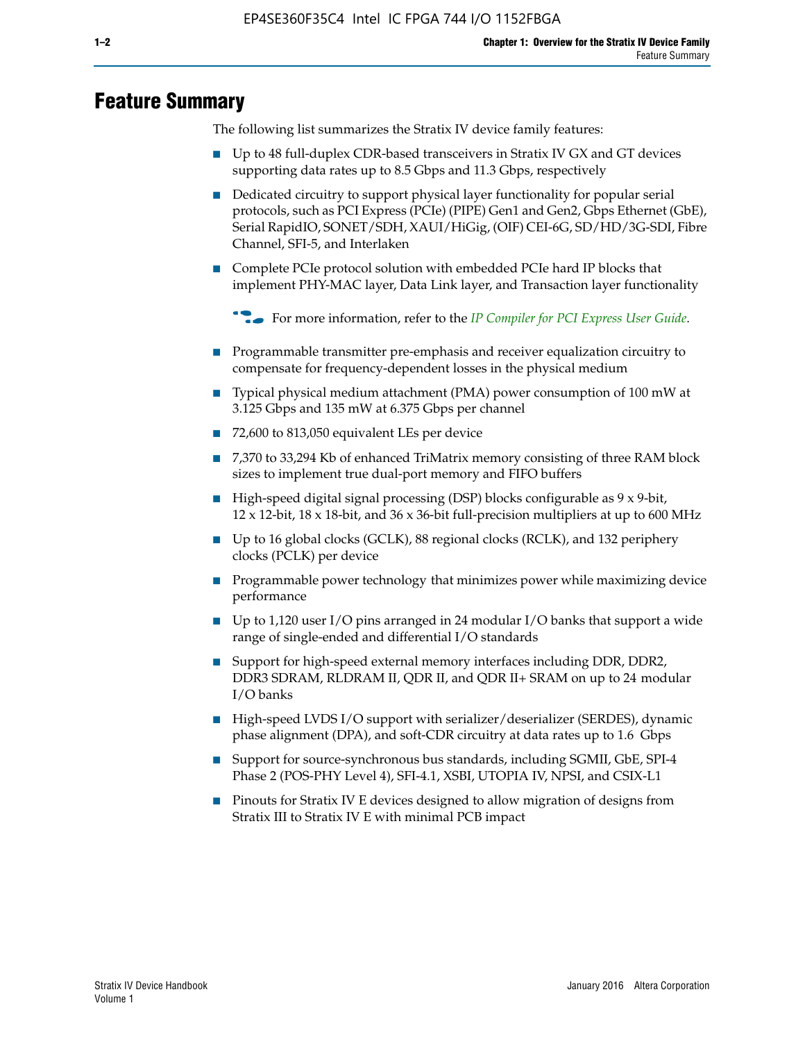# Feature Summary

The following list summarizes the Stratix IV device family features:

- Up to 48 full-duplex CDR-based transceivers in Stratix IV GX and GT devices supporting data rates up to 8.5 Gbps and 11.3 Gbps, respectively
- Dedicated circuitry to support physical layer functionality for popular serial protocols, such as PCI Express (PCIe) (PIPE) Gen1 and Gen2, Gbps Ethernet (GbE), Serial RapidIO, SONET/SDH, XAUI/HiGig, (OIF) CEI-6G, SD/HD/3G-SDI, Fibre Channel, SFI-5, and Interlaken
- Complete PCIe protocol solution with embedded PCIe hard IP blocks that implement PHY-MAC layer, Data Link layer, and Transaction layer functionality

  For more information, refer to the *IP Compiler for PCI Express User Guide*.

- Programmable transmitter pre-emphasis and receiver equalization circuitry to compensate for frequency-dependent losses in the physical medium
- Typical physical medium attachment (PMA) power consumption of 100 mW at 3.125 Gbps and 135 mW at 6.375 Gbps per channel
- 72,600 to 813,050 equivalent LEs per device
- 7,370 to 33,294 Kb of enhanced TriMatrix memory consisting of three RAM block sizes to implement true dual-port memory and FIFO buffers
- High-speed digital signal processing (DSP) blocks configurable as 9 x 9-bit, 12 x 12-bit, 18 x 18-bit, and 36 x 36-bit full-precision multipliers at up to 600 MHz
- Up to 16 global clocks (GCLK), 88 regional clocks (RCLK), and 132 periphery clocks (PCLK) per device
- Programmable power technology that minimizes power while maximizing device performance
- Up to 1,120 user I/O pins arranged in 24 modular I/O banks that support a wide range of single-ended and differential I/O standards
- Support for high-speed external memory interfaces including DDR, DDR2, DDR3 SDRAM, RLDRAM II, QDR II, and QDR II+ SRAM on up to 24 modular I/O banks
- High-speed LVDS I/O support with serializer/deserializer (SERDES), dynamic phase alignment (DPA), and soft-CDR circuitry at data rates up to 1.6 Gbps
- Support for source-synchronous bus standards, including SGMII, GbE, SPI-4 Phase 2 (POS-PHY Level 4), SFI-4.1, XSBI, UTOPIA IV, NPSI, and CSIX-L1
- Pinouts for Stratix IV E devices designed to allow migration of designs from Stratix III to Stratix IV E with minimal PCB impact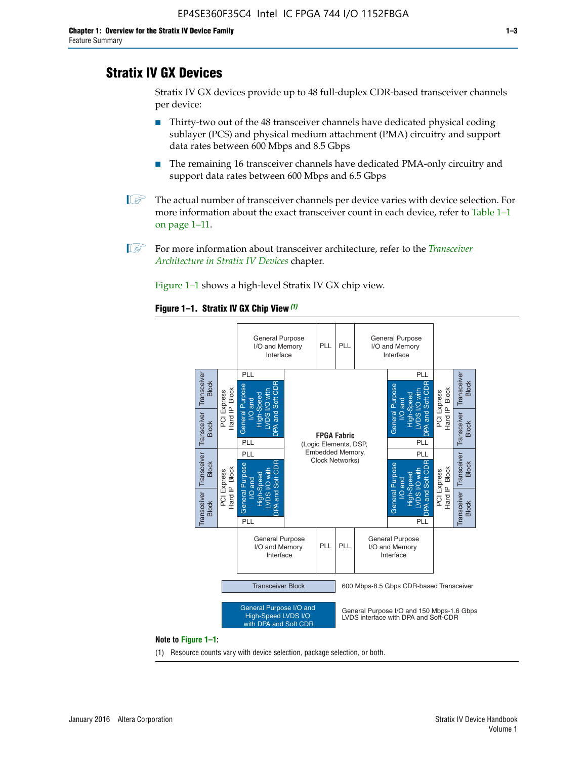## Stratix IV GX Devices

Stratix IV GX devices provide up to 48 full-duplex CDR-based transceiver channels per device:

- Thirty-two out of the 48 transceiver channels have dedicated physical coding sublayer (PCS) and physical medium attachment (PMA) circuitry and support data rates between 600 Mbps and 8.5 Gbps
- The remaining 16 transceiver channels have dedicated PMA-only circuitry and support data rates between 600 Mbps and 6.5 Gbps

The actual number of transceiver channels per device varies with device selection. For more information about the exact transceiver count in each device, refer to Table 1–1 on page 1–11.

For more information about transceiver architecture, refer to the *Transceiver Architecture in Stratix IV Devices* chapter.

Figure 1–1 shows a high-level Stratix IV GX chip view.

**Figure 1–1. Stratix IV GX Chip View** *(1)*

Transceiver Block — 600 Mbps-8.5 Gbps CDR-based Transceiver

General Purpose I/O and High-Speed LVDS I/O with DPA and Soft CDR — General Purpose I/O and 150 Mbps-1.6 Gbps LVDS interface with DPA and Soft-CDR

**Note to Figure 1–1:**

(1) Resource counts vary with device selection, package selection, or both.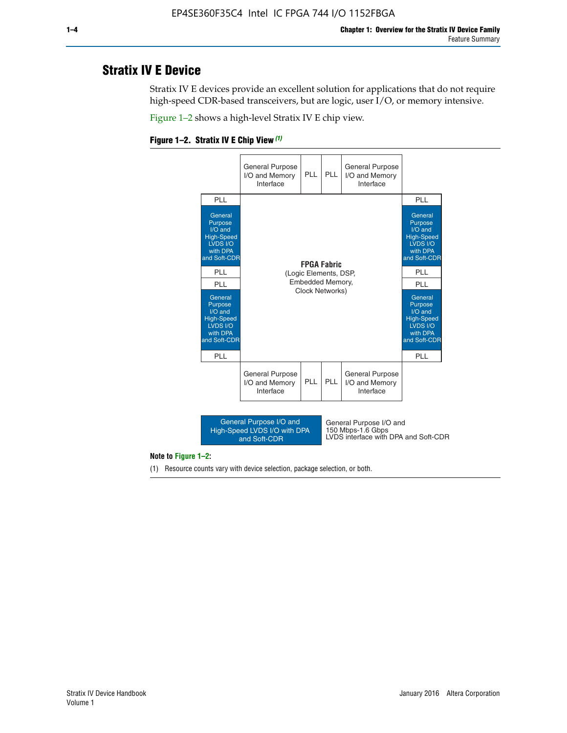## Stratix IV E Device

Stratix IV E devices provide an excellent solution for applications that do not require high-speed CDR-based transceivers, but are logic, user I/O, or memory intensive.

Figure 1–2 shows a high-level Stratix IV E chip view.

**Figure 1–2. Stratix IV E Chip View** *(1)*

| | General Purpose I/O and Memory Interface | PLL | PLL | General Purpose I/O and Memory Interface | |
|---|---|---|---|---|---|
| PLL | | | | | PLL |
| General Purpose I/O and High-Speed LVDS I/O with DPA and Soft-CDR | | | | | General Purpose I/O and High-Speed LVDS I/O with DPA and Soft-CDR |
| PLL | | **FPGA Fabric** (Logic Elements, DSP, Embedded Memory, Clock Networks) | | | PLL |
| PLL | | | | | PLL |
| General Purpose I/O and High-Speed LVDS I/O with DPA and Soft-CDR | | | | | General Purpose I/O and High-Speed LVDS I/O with DPA and Soft-CDR |
| PLL | | | | | PLL |
| | General Purpose I/O and Memory Interface | PLL | PLL | General Purpose I/O and Memory Interface | |

Legend: General Purpose I/O and High-Speed LVDS I/O with DPA and Soft-CDR — General Purpose I/O and 150 Mbps-1.6 Gbps LVDS interface with DPA and Soft-CDR

**Note to Figure 1–2:**

(1) Resource counts vary with device selection, package selection, or both.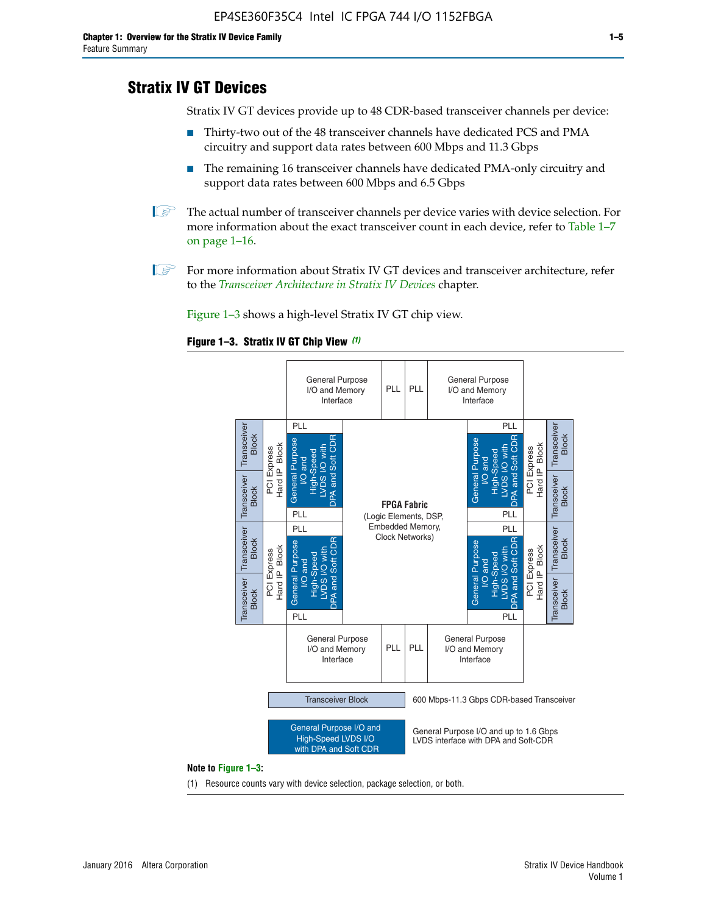## Stratix IV GT Devices

Stratix IV GT devices provide up to 48 CDR-based transceiver channels per device:

- Thirty-two out of the 48 transceiver channels have dedicated PCS and PMA circuitry and support data rates between 600 Mbps and 11.3 Gbps
- The remaining 16 transceiver channels have dedicated PMA-only circuitry and support data rates between 600 Mbps and 6.5 Gbps

The actual number of transceiver channels per device varies with device selection. For more information about the exact transceiver count in each device, refer to Table 1–7 on page 1–16.

For more information about Stratix IV GT devices and transceiver architecture, refer to the *Transceiver Architecture in Stratix IV Devices* chapter.

Figure 1–3 shows a high-level Stratix IV GT chip view.

**Figure 1–3. Stratix IV GT Chip View** *(1)*

General Purpose I/O and Memory Interface | PLL | PLL | General Purpose I/O and Memory Interface

Transceiver Block | Transceiver Block | PCI Express Hard IP Block | PLL | General Purpose I/O and High-Speed LVDS I/O with DPA and Soft CDR | PLL

**FPGA Fabric** (Logic Elements, DSP, Embedded Memory, Clock Networks)

Transceiver Block — 600 Mbps-11.3 Gbps CDR-based Transceiver

General Purpose I/O and High-Speed LVDS I/O with DPA and Soft CDR — General Purpose I/O and up to 1.6 Gbps LVDS interface with DPA and Soft-CDR

**Note to Figure 1–3:**

(1) Resource counts vary with device selection, package selection, or both.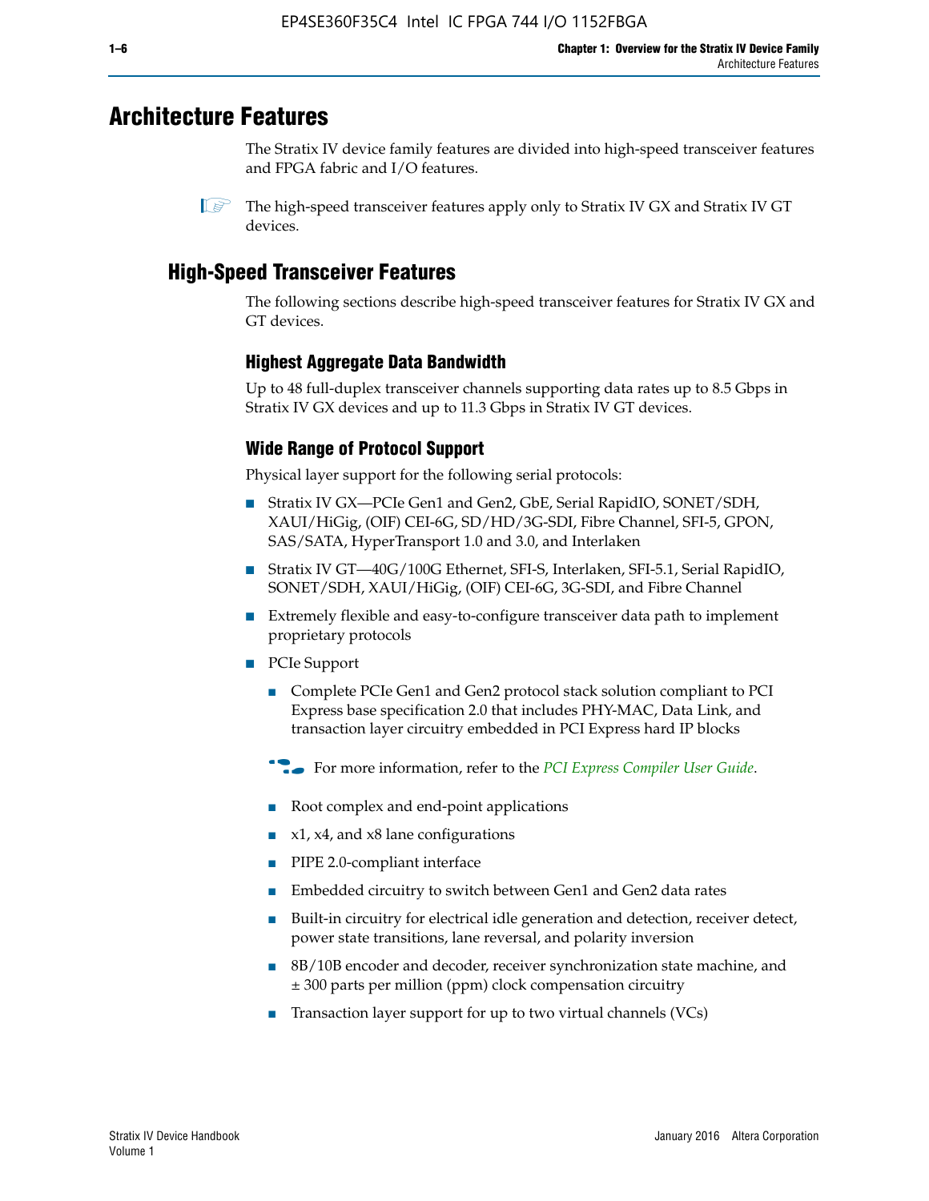# Architecture Features

The Stratix IV device family features are divided into high-speed transceiver features and FPGA fabric and I/O features.

The high-speed transceiver features apply only to Stratix IV GX and Stratix IV GT devices.

## High-Speed Transceiver Features

The following sections describe high-speed transceiver features for Stratix IV GX and GT devices.

### Highest Aggregate Data Bandwidth

Up to 48 full-duplex transceiver channels supporting data rates up to 8.5 Gbps in Stratix IV GX devices and up to 11.3 Gbps in Stratix IV GT devices.

### Wide Range of Protocol Support

Physical layer support for the following serial protocols:

- Stratix IV GX—PCIe Gen1 and Gen2, GbE, Serial RapidIO, SONET/SDH, XAUI/HiGig, (OIF) CEI-6G, SD/HD/3G-SDI, Fibre Channel, SFI-5, GPON, SAS/SATA, HyperTransport 1.0 and 3.0, and Interlaken
- Stratix IV GT—40G/100G Ethernet, SFI-S, Interlaken, SFI-5.1, Serial RapidIO, SONET/SDH, XAUI/HiGig, (OIF) CEI-6G, 3G-SDI, and Fibre Channel
- Extremely flexible and easy-to-configure transceiver data path to implement proprietary protocols
- PCIe Support
  - Complete PCIe Gen1 and Gen2 protocol stack solution compliant to PCI Express base specification 2.0 that includes PHY-MAC, Data Link, and transaction layer circuitry embedded in PCI Express hard IP blocks

  For more information, refer to the *PCI Express Compiler User Guide*.

  - Root complex and end-point applications
  - x1, x4, and x8 lane configurations
  - PIPE 2.0-compliant interface
  - Embedded circuitry to switch between Gen1 and Gen2 data rates
  - Built-in circuitry for electrical idle generation and detection, receiver detect, power state transitions, lane reversal, and polarity inversion
  - 8B/10B encoder and decoder, receiver synchronization state machine, and ± 300 parts per million (ppm) clock compensation circuitry
  - Transaction layer support for up to two virtual channels (VCs)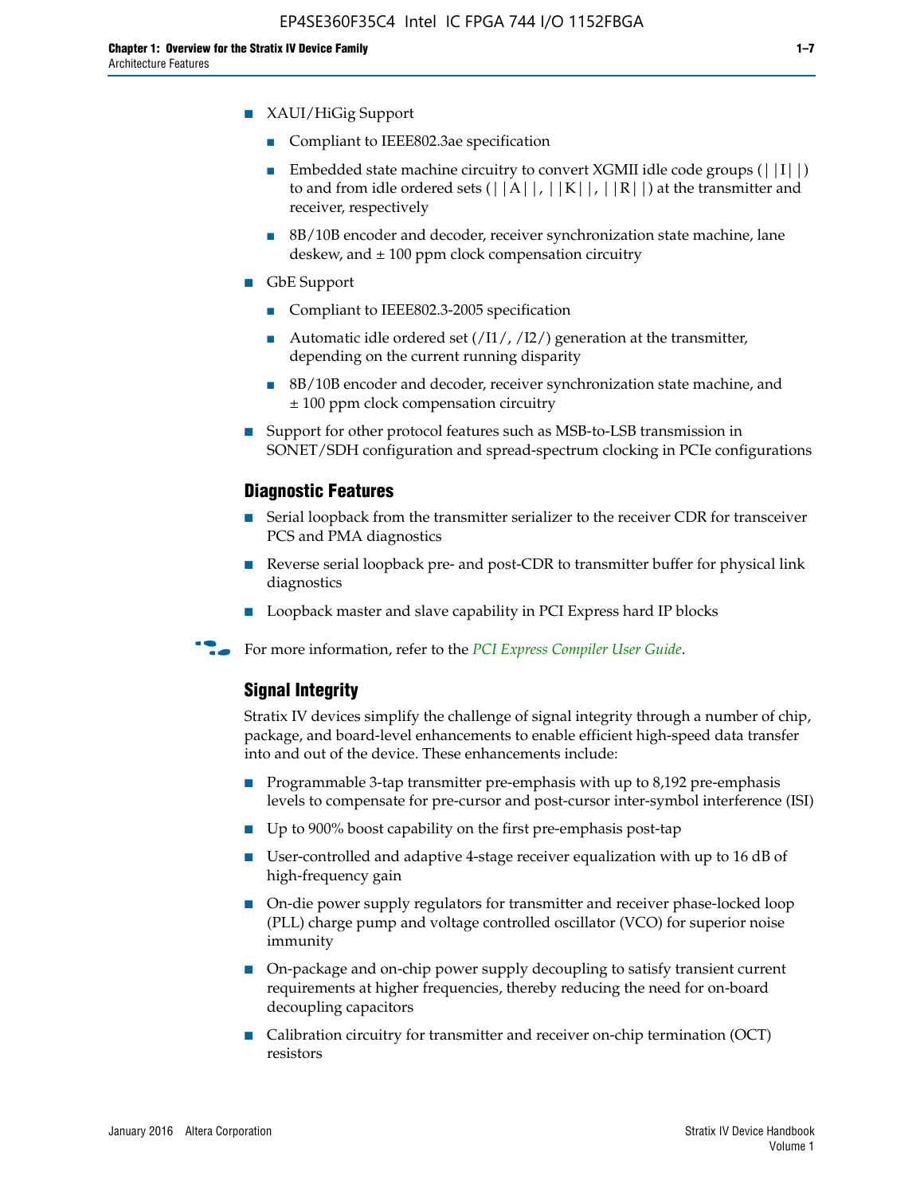- XAUI/HiGig Support
  - Compliant to IEEE802.3ae specification
  - Embedded state machine circuitry to convert XGMII idle code groups (||I||) to and from idle ordered sets (||A||, ||K||, ||R||) at the transmitter and receiver, respectively
  - 8B/10B encoder and decoder, receiver synchronization state machine, lane deskew, and ± 100 ppm clock compensation circuitry
- GbE Support
  - Compliant to IEEE802.3-2005 specification
  - Automatic idle ordered set (/I1/, /I2/) generation at the transmitter, depending on the current running disparity
  - 8B/10B encoder and decoder, receiver synchronization state machine, and ± 100 ppm clock compensation circuitry
- Support for other protocol features such as MSB-to-LSB transmission in SONET/SDH configuration and spread-spectrum clocking in PCIe configurations

### Diagnostic Features

- Serial loopback from the transmitter serializer to the receiver CDR for transceiver PCS and PMA diagnostics
- Reverse serial loopback pre- and post-CDR to transmitter buffer for physical link diagnostics
- Loopback master and slave capability in PCI Express hard IP blocks

For more information, refer to the *PCI Express Compiler User Guide*.

### Signal Integrity

Stratix IV devices simplify the challenge of signal integrity through a number of chip, package, and board-level enhancements to enable efficient high-speed data transfer into and out of the device. These enhancements include:

- Programmable 3-tap transmitter pre-emphasis with up to 8,192 pre-emphasis levels to compensate for pre-cursor and post-cursor inter-symbol interference (ISI)
- Up to 900% boost capability on the first pre-emphasis post-tap
- User-controlled and adaptive 4-stage receiver equalization with up to 16 dB of high-frequency gain
- On-die power supply regulators for transmitter and receiver phase-locked loop (PLL) charge pump and voltage controlled oscillator (VCO) for superior noise immunity
- On-package and on-chip power supply decoupling to satisfy transient current requirements at higher frequencies, thereby reducing the need for on-board decoupling capacitors
- Calibration circuitry for transmitter and receiver on-chip termination (OCT) resistors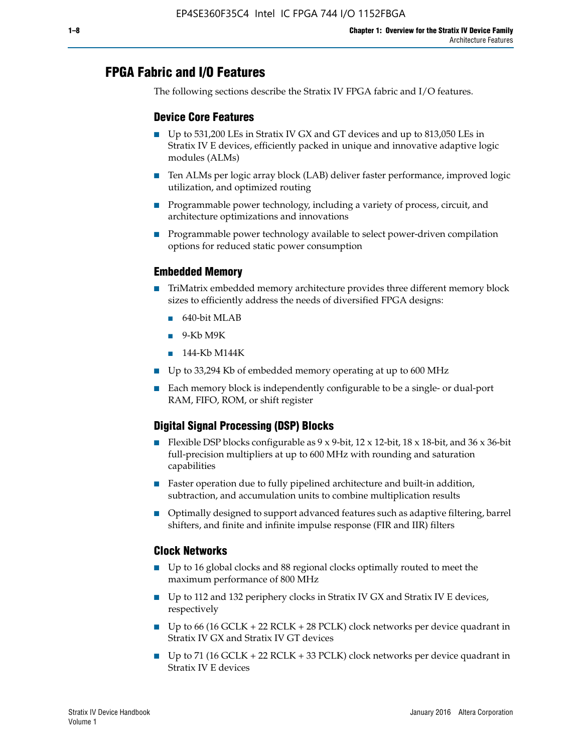## FPGA Fabric and I/O Features

The following sections describe the Stratix IV FPGA fabric and I/O features.

### Device Core Features

- Up to 531,200 LEs in Stratix IV GX and GT devices and up to 813,050 LEs in Stratix IV E devices, efficiently packed in unique and innovative adaptive logic modules (ALMs)
- Ten ALMs per logic array block (LAB) deliver faster performance, improved logic utilization, and optimized routing
- Programmable power technology, including a variety of process, circuit, and architecture optimizations and innovations
- Programmable power technology available to select power-driven compilation options for reduced static power consumption

### Embedded Memory

- TriMatrix embedded memory architecture provides three different memory block sizes to efficiently address the needs of diversified FPGA designs:
  - 640-bit MLAB
  - 9-Kb M9K
  - 144-Kb M144K
- Up to 33,294 Kb of embedded memory operating at up to 600 MHz
- Each memory block is independently configurable to be a single- or dual-port RAM, FIFO, ROM, or shift register

### Digital Signal Processing (DSP) Blocks

- Flexible DSP blocks configurable as 9 x 9-bit, 12 x 12-bit, 18 x 18-bit, and 36 x 36-bit full-precision multipliers at up to 600 MHz with rounding and saturation capabilities
- Faster operation due to fully pipelined architecture and built-in addition, subtraction, and accumulation units to combine multiplication results
- Optimally designed to support advanced features such as adaptive filtering, barrel shifters, and finite and infinite impulse response (FIR and IIR) filters

### Clock Networks

- Up to 16 global clocks and 88 regional clocks optimally routed to meet the maximum performance of 800 MHz
- Up to 112 and 132 periphery clocks in Stratix IV GX and Stratix IV E devices, respectively
- Up to 66 (16 GCLK + 22 RCLK + 28 PCLK) clock networks per device quadrant in Stratix IV GX and Stratix IV GT devices
- Up to 71 (16 GCLK + 22 RCLK + 33 PCLK) clock networks per device quadrant in Stratix IV E devices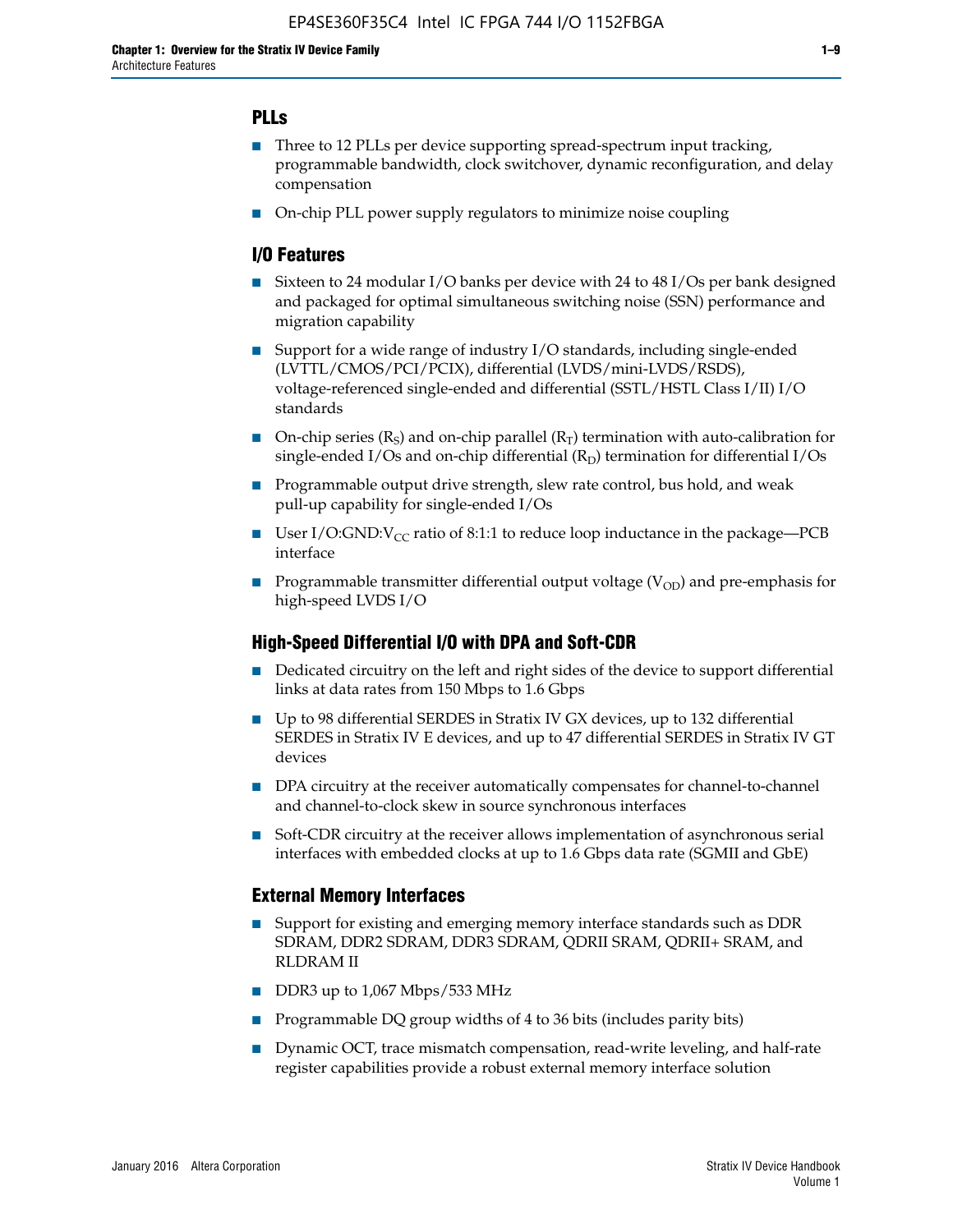## PLLs

- Three to 12 PLLs per device supporting spread-spectrum input tracking, programmable bandwidth, clock switchover, dynamic reconfiguration, and delay compensation
- On-chip PLL power supply regulators to minimize noise coupling

## I/O Features

- Sixteen to 24 modular I/O banks per device with 24 to 48 I/Os per bank designed and packaged for optimal simultaneous switching noise (SSN) performance and migration capability
- Support for a wide range of industry I/O standards, including single-ended (LVTTL/CMOS/PCI/PCIX), differential (LVDS/mini-LVDS/RSDS), voltage-referenced single-ended and differential (SSTL/HSTL Class I/II) I/O standards
- On-chip series ($R_S$) and on-chip parallel ($R_T$) termination with auto-calibration for single-ended I/Os and on-chip differential ($R_D$) termination for differential I/Os
- Programmable output drive strength, slew rate control, bus hold, and weak pull-up capability for single-ended I/Os
- User I/O:GND:$V_{CC}$ ratio of 8:1:1 to reduce loop inductance in the package—PCB interface
- Programmable transmitter differential output voltage ($V_{OD}$) and pre-emphasis for high-speed LVDS I/O

## High-Speed Differential I/O with DPA and Soft-CDR

- Dedicated circuitry on the left and right sides of the device to support differential links at data rates from 150 Mbps to 1.6 Gbps
- Up to 98 differential SERDES in Stratix IV GX devices, up to 132 differential SERDES in Stratix IV E devices, and up to 47 differential SERDES in Stratix IV GT devices
- DPA circuitry at the receiver automatically compensates for channel-to-channel and channel-to-clock skew in source synchronous interfaces
- Soft-CDR circuitry at the receiver allows implementation of asynchronous serial interfaces with embedded clocks at up to 1.6 Gbps data rate (SGMII and GbE)

## External Memory Interfaces

- Support for existing and emerging memory interface standards such as DDR SDRAM, DDR2 SDRAM, DDR3 SDRAM, QDRII SRAM, QDRII+ SRAM, and RLDRAM II
- DDR3 up to 1,067 Mbps/533 MHz
- Programmable DQ group widths of 4 to 36 bits (includes parity bits)
- Dynamic OCT, trace mismatch compensation, read-write leveling, and half-rate register capabilities provide a robust external memory interface solution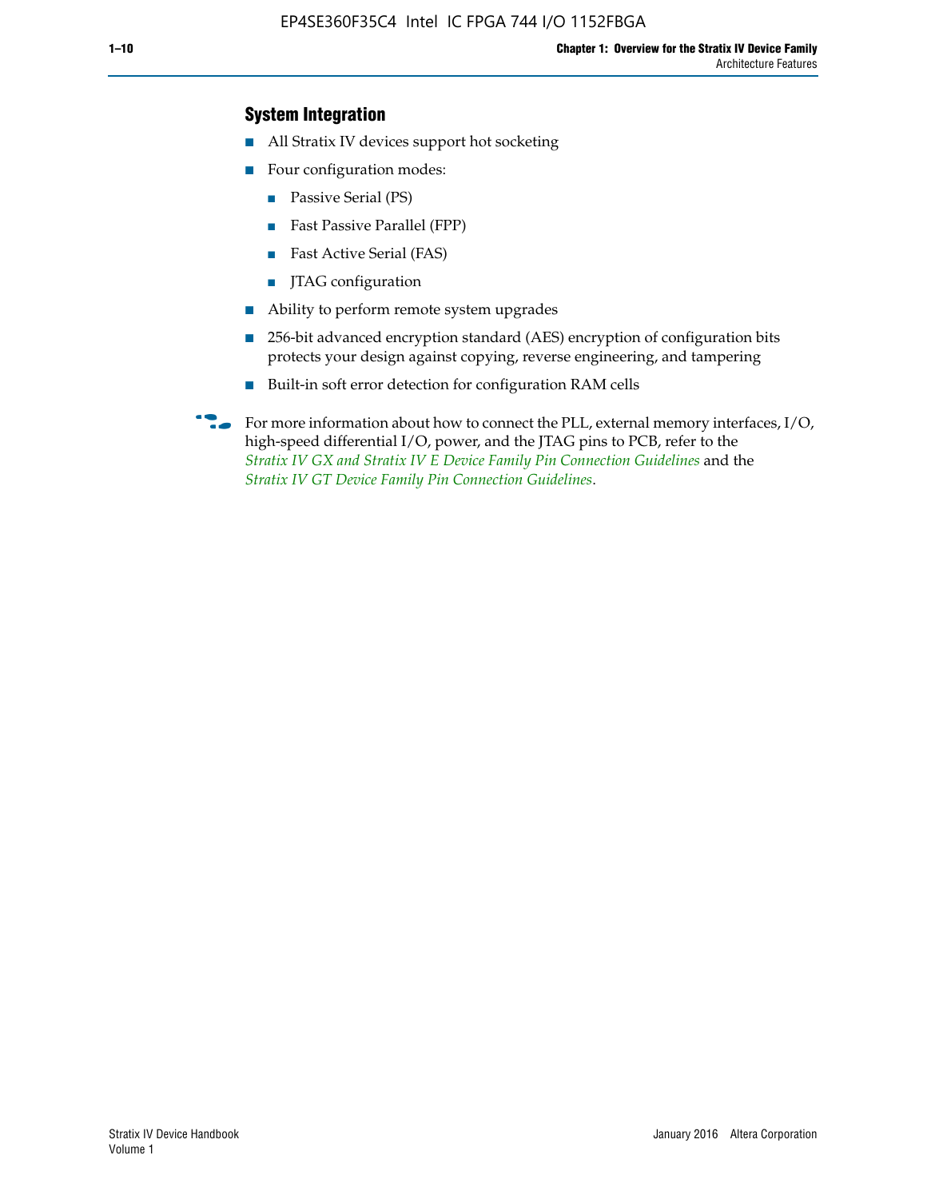### System Integration

- All Stratix IV devices support hot socketing
- Four configuration modes:
  - Passive Serial (PS)
  - Fast Passive Parallel (FPP)
  - Fast Active Serial (FAS)
  - JTAG configuration
- Ability to perform remote system upgrades
- 256-bit advanced encryption standard (AES) encryption of configuration bits protects your design against copying, reverse engineering, and tampering
- Built-in soft error detection for configuration RAM cells

For more information about how to connect the PLL, external memory interfaces, I/O, high-speed differential I/O, power, and the JTAG pins to PCB, refer to the *Stratix IV GX and Stratix IV E Device Family Pin Connection Guidelines* and the *Stratix IV GT Device Family Pin Connection Guidelines*.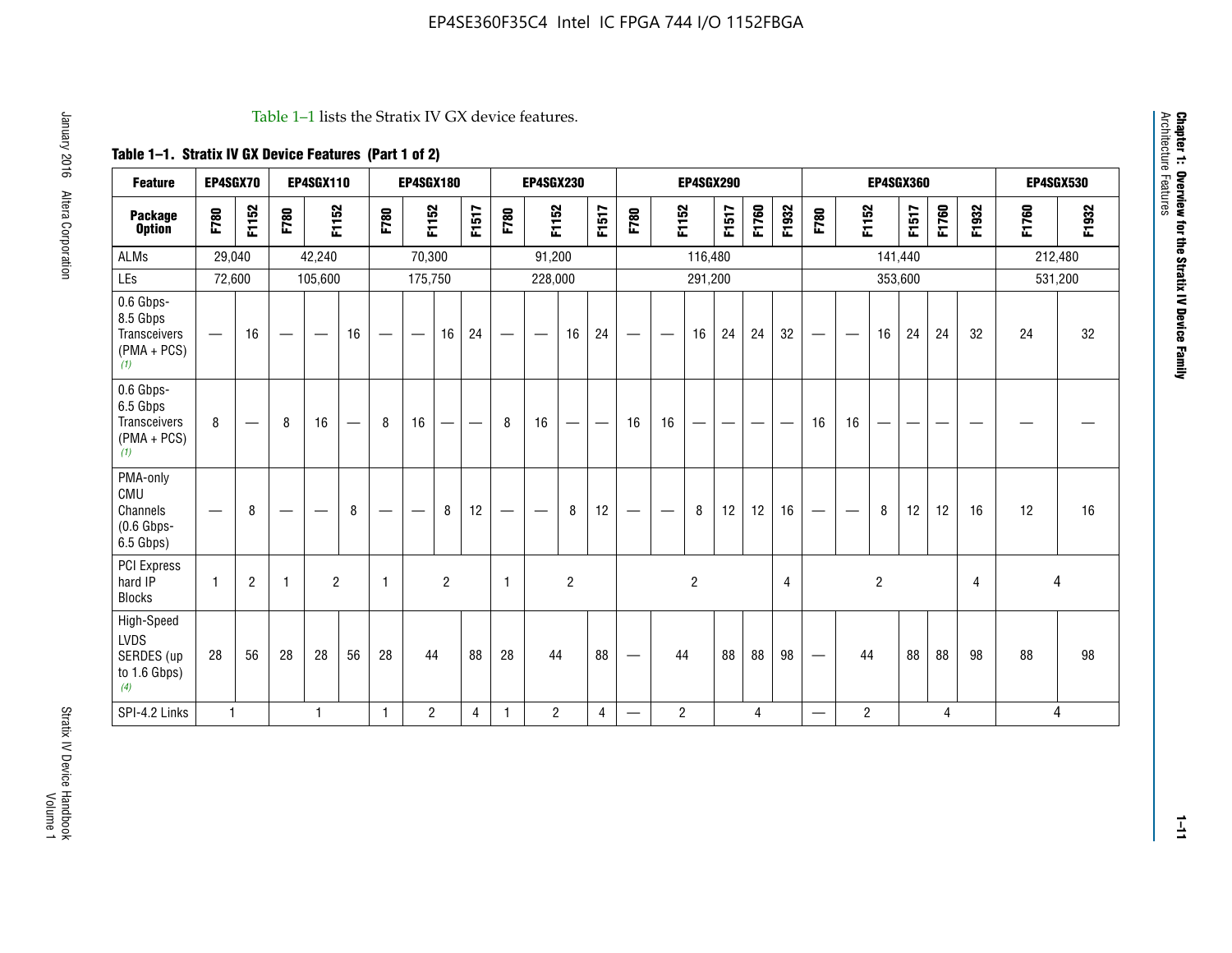Table 1–1 lists the Stratix IV GX device features.

**Table 1–1. Stratix IV GX Device Features (Part 1 of 2)**

| Feature | EP4SGX70 | | EP4SGX110 | | | EP4SGX180 | | | | EP4SGX230 | | | | EP4SGX290 | | | | | | EP4SGX360 | | | | | | EP4SGX530 | |
|---|---|---|---|---|---|---|---|---|---|---|---|---|---|---|---|---|---|---|---|---|---|---|---|---|---|---|---|
| **Package Option** | F780 | F1152 | F780 | F1152 | | F780 | F1152 | | F1517 | F780 | F1152 | | F1517 | F780 | F1152 | | F1517 | F1760 | F1932 | F780 | F1152 | | F1517 | F1760 | F1932 | F1760 | F1932 |
| ALMs | 29,040 | | 42,240 | | | 70,300 | | | | 91,200 | | | | 116,480 | | | | | | 141,440 | | | | | | 212,480 | |
| LEs | 72,600 | | 105,600 | | | 175,750 | | | | 228,000 | | | | 291,200 | | | | | | 353,600 | | | | | | 531,200 | |
| 0.6 Gbps-8.5 Gbps Transceivers (PMA + PCS) (1) | — | 16 | — | — | 16 | — | — | 16 | 24 | — | — | 16 | 24 | — | — | 16 | 24 | 24 | 32 | — | — | 16 | 24 | 24 | 32 | 24 | 32 |
| 0.6 Gbps-6.5 Gbps Transceivers (PMA + PCS) (1) | 8 | — | 8 | 16 | — | 8 | 16 | — | — | 8 | 16 | — | — | 16 | 16 | — | — | — | — | 16 | 16 | — | — | — | — | — | — |
| PMA-only CMU Channels (0.6 Gbps-6.5 Gbps) | — | 8 | — | — | 8 | — | — | 8 | 12 | — | — | 8 | 12 | — | — | 8 | 12 | 12 | 16 | — | — | 8 | 12 | 12 | 16 | 12 | 16 |
| PCI Express hard IP Blocks | 1 | 2 | 1 | 2 | | 1 | 2 | | | 1 | 2 | | | 2 | | | | | 4 | 2 | | | | | 4 | 4 | |
| High-Speed LVDS SERDES (up to 1.6 Gbps) (4) | 28 | 56 | 28 | 28 | 56 | 28 | 44 | | 88 | 28 | 44 | | 88 | — | 44 | | 88 | 88 | 98 | — | 44 | | 88 | 88 | 98 | 88 | 98 |
| SPI-4.2 Links | 1 | | 1 | | | 1 | 2 | | 4 | 1 | 2 | | 4 | — | 2 | | 4 | | | — | 2 | | 4 | | | 4 | |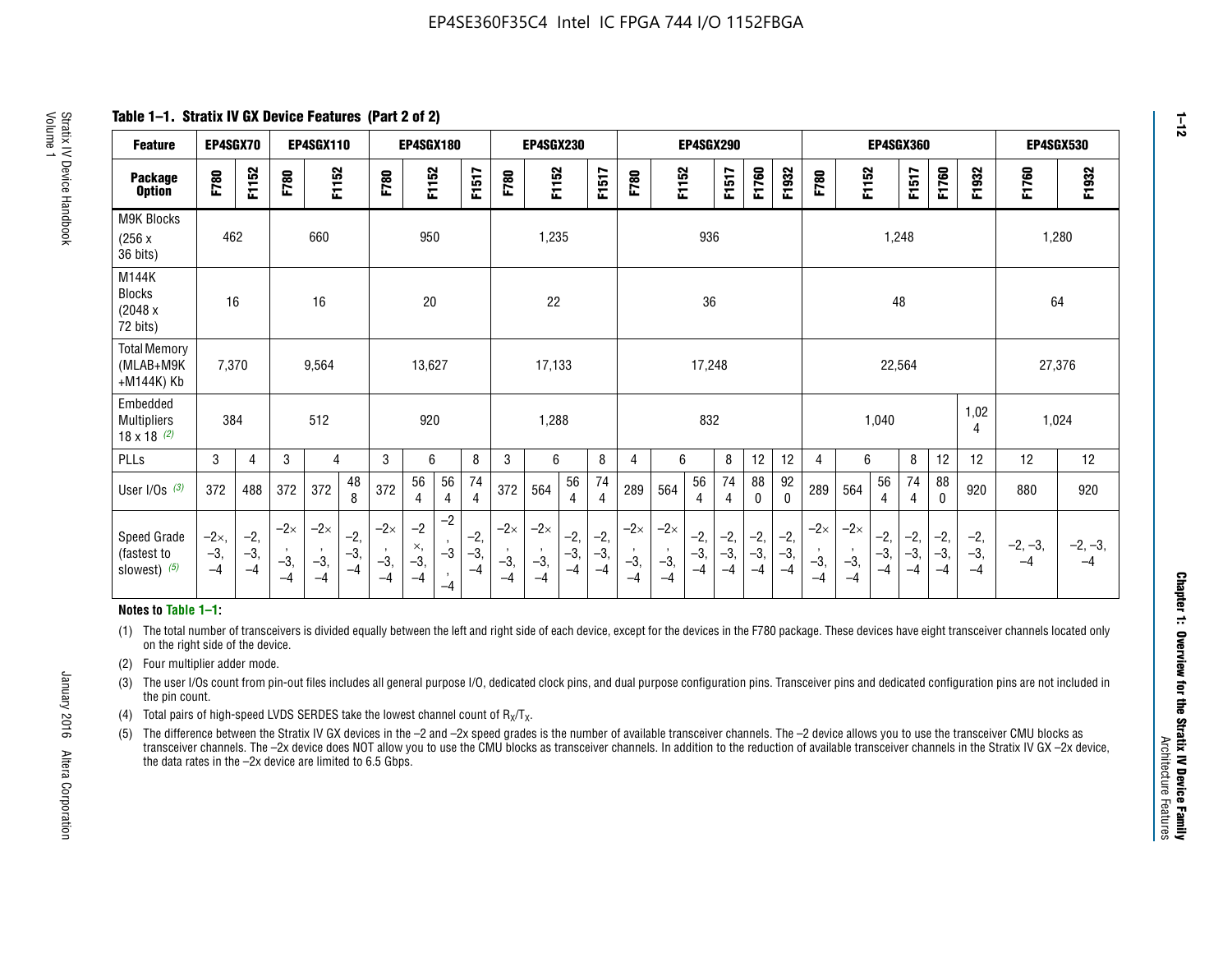## Table 1–1. Stratix IV GX Device Features (Part 2 of 2)

| Feature | EP4SGX70 | | EP4SGX110 | | | EP4SGX180 | | | | EP4SGX230 | | | | EP4SGX290 | | | | | | EP4SGX360 | | | | | | EP4SGX530 | |
|---|---|---|---|---|---|---|---|---|---|---|---|---|---|---|---|---|---|---|---|---|---|---|---|---|---|---|---|
| Package Option | F780 | F1152 | F780 | F1152 | | F780 | F1152 | | F1517 | F780 | F1152 | | F1517 | F780 | F1152 | | F1517 | F1760 | F1932 | F780 | F1152 | | F1517 | F1760 | F1932 | F1760 | F1932 |
| M9K Blocks (256 x 36 bits) | 462 | | 660 | | | 950 | | | | 1,235 | | | | 936 | | | | | | 1,248 | | | | | | 1,280 | |
| M144K Blocks (2048 x 72 bits) | 16 | | 16 | | | 20 | | | | 22 | | | | 36 | | | | | | 48 | | | | | | 64 | |
| Total Memory (MLAB+M9K +M144K) Kb | 7,370 | | 9,564 | | | 13,627 | | | | 17,133 | | | | 17,248 | | | | | | 22,564 | | | | | | 27,376 | |
| Embedded Multipliers 18 x 18 (2) | 384 | | 512 | | | 920 | | | | 1,288 | | | | 832 | | | | | | 1,040 | | | | | 1,024 | 1,024 | |
| PLLs | 3 | 4 | 3 | 4 | | 3 | 6 | | 8 | 3 | 6 | | 8 | 4 | 6 | | 8 | 12 | 12 | 4 | 6 | | 8 | 12 | 12 | 12 | 12 |
| User I/Os (3) | 372 | 488 | 372 | 372 | 488 | 372 | 564 | 564 | 744 | 372 | 564 | 564 | 744 | 289 | 564 | 564 | 744 | 880 | 920 | 289 | 564 | 564 | 744 | 880 | 920 | 880 | 920 |
| Speed Grade (fastest to slowest) (5) | –2×, –3, –4 | –2, –3, –4 | –2×, –3, –4 | –2×, –3, –4 | –2, –3, –4 | –2×, –3, –4 | –2×, –3, –4 | –2, –3, –4 | –2, –3, –4 | –2×, –3, –4 | –2×, –3, –4 | –2, –3, –4 | –2, –3, –4 | –2×, –3, –4 | –2×, –3, –4 | –2, –3, –4 | –2, –3, –4 | –2, –3, –4 | –2, –3, –4 | –2×, –3, –4 | –2×, –3, –4 | –2, –3, –4 | –2, –3, –4 | –2, –3, –4 | –2, –3, –4 | –2, –3, –4 | –2, –3, –4 |

**Notes to Table 1–1:**

(1) The total number of transceivers is divided equally between the left and right side of each device, except for the devices in the F780 package. These devices have eight transceiver channels located only on the right side of the device.

(2) Four multiplier adder mode.

(3) The user I/Os count from pin-out files includes all general purpose I/O, dedicated clock pins, and dual purpose configuration pins. Transceiver pins and dedicated configuration pins are not included in the pin count.

(4) Total pairs of high-speed LVDS SERDES take the lowest channel count of $R_X/T_X$.

(5) The difference between the Stratix IV GX devices in the –2 and –2x speed grades is the number of available transceiver channels. The –2 device allows you to use the transceiver CMU blocks as transceiver channels. The –2x device does NOT allow you to use the CMU blocks as transceiver channels. In addition to the reduction of available transceiver channels in the Stratix IV GX –2x device, the data rates in the –2x device are limited to 6.5 Gbps.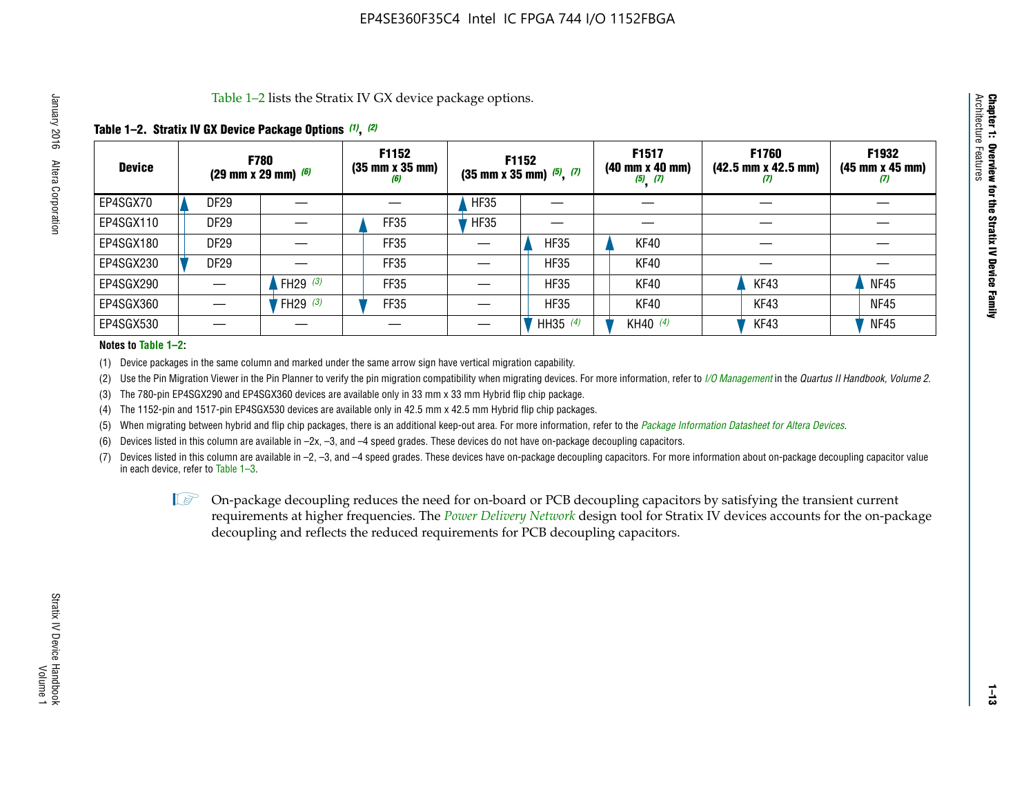Table 1–2 lists the Stratix IV GX device package options.

**Table 1–2. Stratix IV GX Device Package Options (1), (2)**

| Device | F780 (29 mm x 29 mm) (6) | | F1152 (35 mm x 35 mm) (6) | F1152 (35 mm x 35 mm) (5), (7) | | F1517 (40 mm x 40 mm) (5), (7) | F1760 (42.5 mm x 42.5 mm) (7) | F1932 (45 mm x 45 mm) (7) |
|---|---|---|---|---|---|---|---|---|
| EP4SGX70 | DF29 | — | — | HF35 | — | — | — | — |
| EP4SGX110 | DF29 | — | FF35 | HF35 | — | — | — | — |
| EP4SGX180 | DF29 | — | FF35 | — | HF35 | KF40 | — | — |
| EP4SGX230 | DF29 | — | FF35 | — | HF35 | KF40 | — | — |
| EP4SGX290 | — | FH29 (3) | FF35 | — | HF35 | KF40 | KF43 | NF45 |
| EP4SGX360 | — | FH29 (3) | FF35 | — | HF35 | KF40 | KF43 | NF45 |
| EP4SGX530 | — | — | — | — | HH35 (4) | KH40 (4) | KF43 | NF45 |

**Notes to Table 1–2:**

(1) Device packages in the same column and marked under the same arrow sign have vertical migration capability.

(2) Use the Pin Migration Viewer in the Pin Planner to verify the pin migration compatibility when migrating devices. For more information, refer to *I/O Management* in the *Quartus II Handbook, Volume 2*.

(3) The 780-pin EP4SGX290 and EP4SGX360 devices are available only in 33 mm x 33 mm Hybrid flip chip package.

(4) The 1152-pin and 1517-pin EP4SGX530 devices are available only in 42.5 mm x 42.5 mm Hybrid flip chip packages.

(5) When migrating between hybrid and flip chip packages, there is an additional keep-out area. For more information, refer to the *Package Information Datasheet for Altera Devices*.

(6) Devices listed in this column are available in –2x, –3, and –4 speed grades. These devices do not have on-package decoupling capacitors.

(7) Devices listed in this column are available in –2, –3, and –4 speed grades. These devices have on-package decoupling capacitors. For more information about on-package decoupling capacitor value in each device, refer to Table 1–3.

On-package decoupling reduces the need for on-board or PCB decoupling capacitors by satisfying the transient current requirements at higher frequencies. The *Power Delivery Network* design tool for Stratix IV devices accounts for the on-package decoupling and reflects the reduced requirements for PCB decoupling capacitors.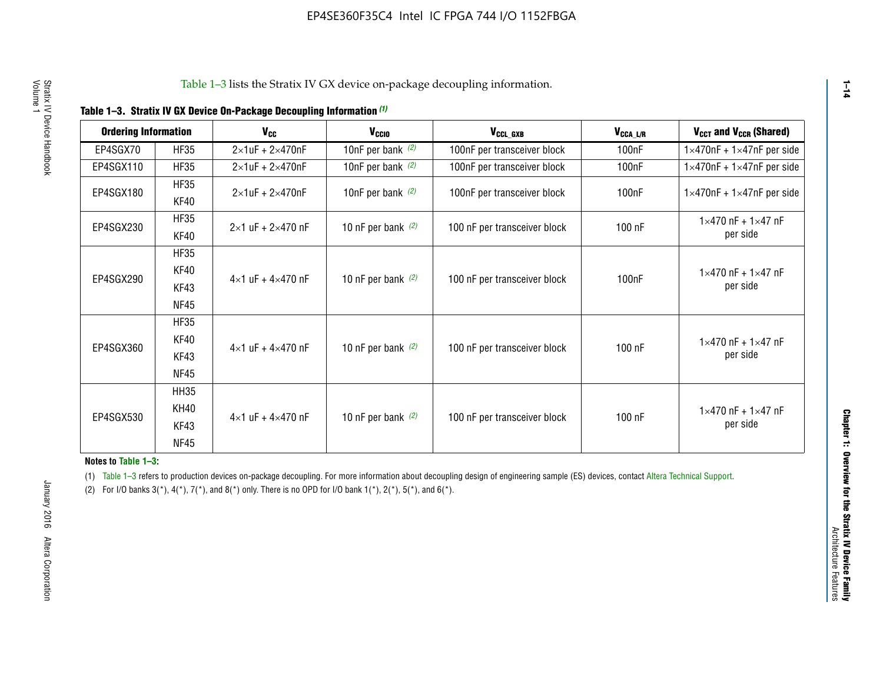Table 1–3 lists the Stratix IV GX device on-package decoupling information.

**Table 1–3. Stratix IV GX Device On-Package Decoupling Information (1)**

| Ordering Information | | $V_{CC}$ | $V_{CCIO}$ | $V_{CCL\_GXB}$ | $V_{CCA\_L/R}$ | $V_{CCT}$ and $V_{CCR}$ (Shared) |
|---|---|---|---|---|---|---|
| EP4SGX70 | HF35 | 2×1uF + 2×470nF | 10nF per bank (2) | 100nF per transceiver block | 100nF | 1×470nF + 1×47nF per side |
| EP4SGX110 | HF35 | 2×1uF + 2×470nF | 10nF per bank (2) | 100nF per transceiver block | 100nF | 1×470nF + 1×47nF per side |
| EP4SGX180 | HF35<br>KF40 | 2×1uF + 2×470nF | 10nF per bank (2) | 100nF per transceiver block | 100nF | 1×470nF + 1×47nF per side |
| EP4SGX230 | HF35<br>KF40 | 2×1 uF + 2×470 nF | 10 nF per bank (2) | 100 nF per transceiver block | 100 nF | 1×470 nF + 1×47 nF per side |
| EP4SGX290 | HF35<br>KF40<br>KF43<br>NF45 | 4×1 uF + 4×470 nF | 10 nF per bank (2) | 100 nF per transceiver block | 100nF | 1×470 nF + 1×47 nF per side |
| EP4SGX360 | HF35<br>KF40<br>KF43<br>NF45 | 4×1 uF + 4×470 nF | 10 nF per bank (2) | 100 nF per transceiver block | 100 nF | 1×470 nF + 1×47 nF per side |
| EP4SGX530 | HH35<br>KH40<br>KF43<br>NF45 | 4×1 uF + 4×470 nF | 10 nF per bank (2) | 100 nF per transceiver block | 100 nF | 1×470 nF + 1×47 nF per side |

**Notes to Table 1–3:**

(1) Table 1–3 refers to production devices on-package decoupling. For more information about decoupling design of engineering sample (ES) devices, contact Altera Technical Support.

(2) For I/O banks 3(*), 4(*), 7(*), and 8(*) only. There is no OPD for I/O bank 1(*), 2(*), 5(*), and 6(*).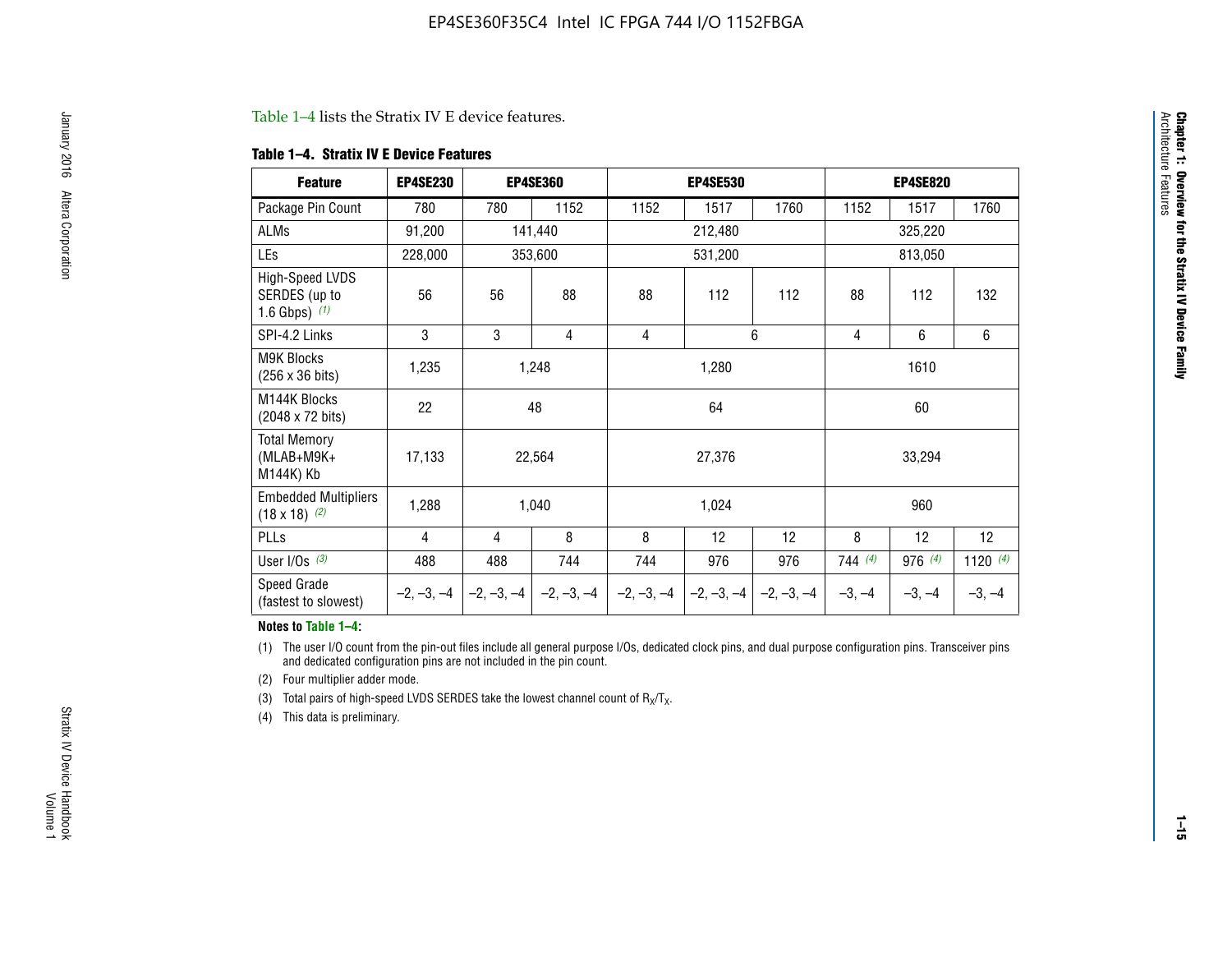Table 1–4 lists the Stratix IV E device features.

**Table 1–4. Stratix IV E Device Features**

| Feature | EP4SE230 | EP4SE360 | | EP4SE530 | | | EP4SE820 | | |
|---|---|---|---|---|---|---|---|---|---|
| Package Pin Count | 780 | 780 | 1152 | 1152 | 1517 | 1760 | 1152 | 1517 | 1760 |
| ALMs | 91,200 | 141,440 | | 212,480 | | | 325,220 | | |
| LEs | 228,000 | 353,600 | | 531,200 | | | 813,050 | | |
| High-Speed LVDS SERDES (up to 1.6 Gbps) (1) | 56 | 56 | 88 | 88 | 112 | 112 | 88 | 112 | 132 |
| SPI-4.2 Links | 3 | 3 | 4 | 4 | 6 | | 4 | 6 | 6 |
| M9K Blocks (256 x 36 bits) | 1,235 | 1,248 | | 1,280 | | | 1610 | | |
| M144K Blocks (2048 x 72 bits) | 22 | 48 | | 64 | | | 60 | | |
| Total Memory (MLAB+M9K+ M144K) Kb | 17,133 | 22,564 | | 27,376 | | | 33,294 | | |
| Embedded Multipliers (18 x 18) (2) | 1,288 | 1,040 | | 1,024 | | | 960 | | |
| PLLs | 4 | 4 | 8 | 8 | 12 | 12 | 8 | 12 | 12 |
| User I/Os (3) | 488 | 488 | 744 | 744 | 976 | 976 | 744 (4) | 976 (4) | 1120 (4) |
| Speed Grade (fastest to slowest) | –2, –3, –4 | –2, –3, –4 | –2, –3, –4 | –2, –3, –4 | –2, –3, –4 | –2, –3, –4 | –3, –4 | –3, –4 | –3, –4 |

**Notes to Table 1–4:**

(1) The user I/O count from the pin-out files include all general purpose I/Os, dedicated clock pins, and dual purpose configuration pins. Transceiver pins and dedicated configuration pins are not included in the pin count.

(2) Four multiplier adder mode.

(3) Total pairs of high-speed LVDS SERDES take the lowest channel count of $R_X/T_X$.

(4) This data is preliminary.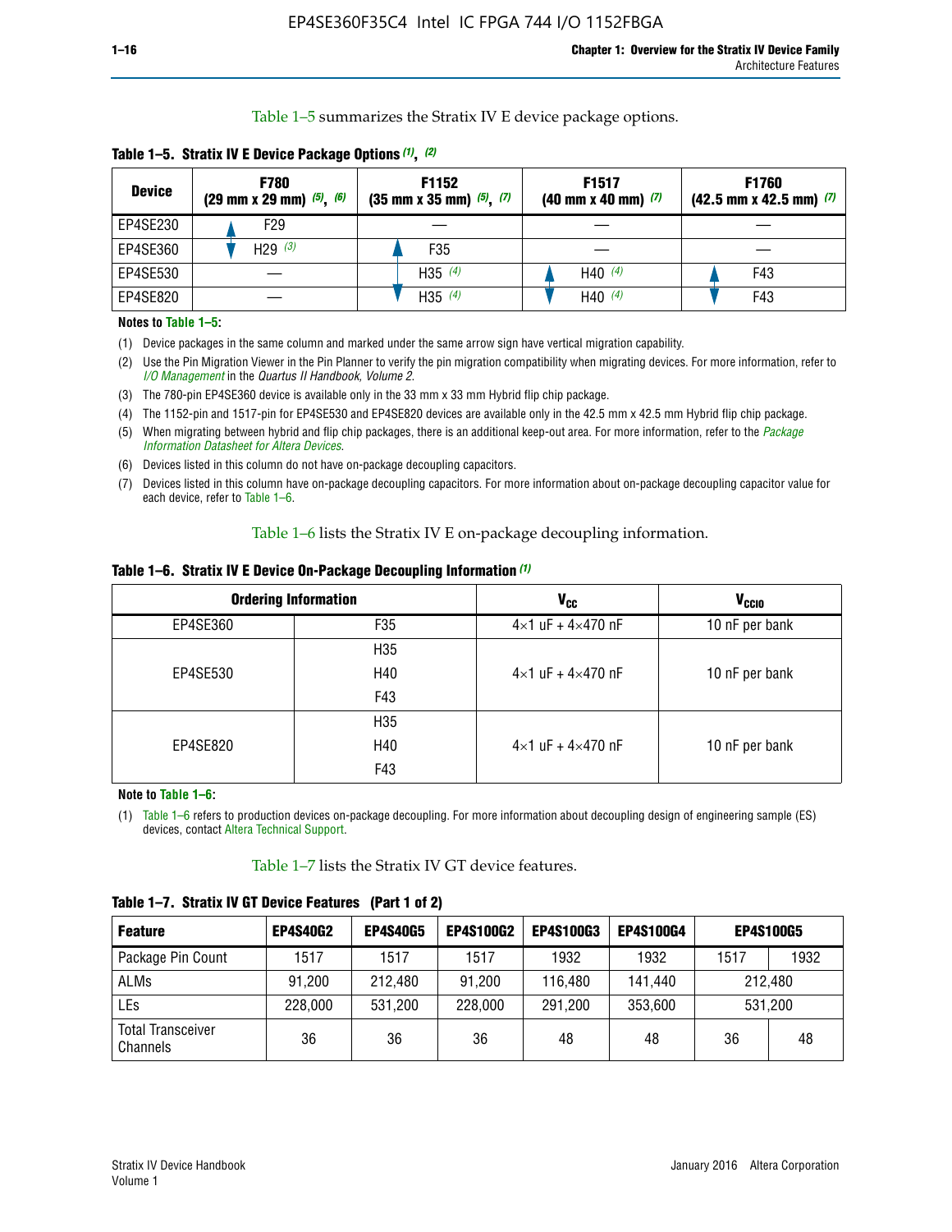Table 1–5 summarizes the Stratix IV E device package options.

**Table 1–5. Stratix IV E Device Package Options (1), (2)**

| Device | F780 (29 mm x 29 mm) (5), (6) | F1152 (35 mm x 35 mm) (5), (7) | F1517 (40 mm x 40 mm) (7) | F1760 (42.5 mm x 42.5 mm) (7) |
|---|---|---|---|---|
| EP4SE230 | F29 | — | — | — |
| EP4SE360 | H29 (3) | F35 | — | — |
| EP4SE530 | — | H35 (4) | H40 (4) | F43 |
| EP4SE820 | — | H35 (4) | H40 (4) | F43 |

**Notes to Table 1–5:**

(1) Device packages in the same column and marked under the same arrow sign have vertical migration capability.

(2) Use the Pin Migration Viewer in the Pin Planner to verify the pin migration compatibility when migrating devices. For more information, refer to *I/O Management* in the *Quartus II Handbook, Volume 2*.

(3) The 780-pin EP4SE360 device is available only in the 33 mm x 33 mm Hybrid flip chip package.

(4) The 1152-pin and 1517-pin for EP4SE530 and EP4SE820 devices are available only in the 42.5 mm x 42.5 mm Hybrid flip chip package.

(5) When migrating between hybrid and flip chip packages, there is an additional keep-out area. For more information, refer to the *Package Information Datasheet for Altera Devices*.

(6) Devices listed in this column do not have on-package decoupling capacitors.

(7) Devices listed in this column have on-package decoupling capacitors. For more information about on-package decoupling capacitor value for each device, refer to Table 1–6.

Table 1–6 lists the Stratix IV E on-package decoupling information.

**Table 1–6. Stratix IV E Device On-Package Decoupling Information (1)**

| Ordering Information | | $V_{CC}$ | $V_{CCIO}$ |
|---|---|---|---|
| EP4SE360 | F35 | 4×1 uF + 4×470 nF | 10 nF per bank |
| EP4SE530 | H35<br>H40<br>F43 | 4×1 uF + 4×470 nF | 10 nF per bank |
| EP4SE820 | H35<br>H40<br>F43 | 4×1 uF + 4×470 nF | 10 nF per bank |

**Note to Table 1–6:**

(1) Table 1–6 refers to production devices on-package decoupling. For more information about decoupling design of engineering sample (ES) devices, contact Altera Technical Support.

Table 1–7 lists the Stratix IV GT device features.

**Table 1–7. Stratix IV GT Device Features (Part 1 of 2)**

| Feature | EP4S40G2 | EP4S40G5 | EP4S100G2 | EP4S100G3 | EP4S100G4 | EP4S100G5 | |
|---|---|---|---|---|---|---|---|
| Package Pin Count | 1517 | 1517 | 1517 | 1932 | 1932 | 1517 | 1932 |
| ALMs | 91,200 | 212,480 | 91,200 | 116,480 | 141,440 | 212,480 | |
| LEs | 228,000 | 531,200 | 228,000 | 291,200 | 353,600 | 531,200 | |
| Total Transceiver Channels | 36 | 36 | 36 | 48 | 48 | 36 | 48 |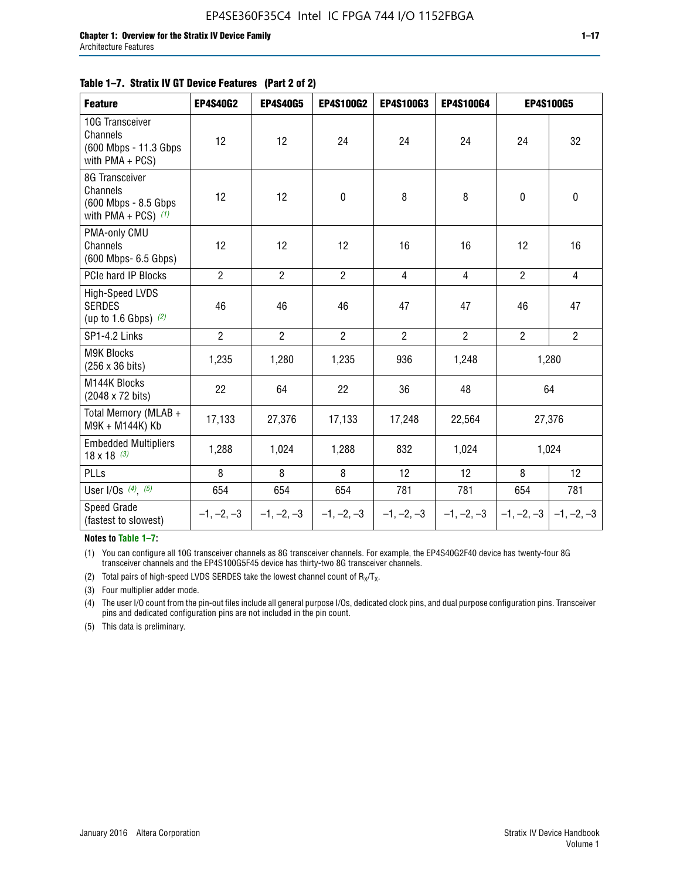**Table 1–7. Stratix IV GT Device Features (Part 2 of 2)**

| Feature | EP4S40G2 | EP4S40G5 | EP4S100G2 | EP4S100G3 | EP4S100G4 | EP4S100G5 | |
|---|---|---|---|---|---|---|---|
| 10G Transceiver Channels (600 Mbps - 11.3 Gbps with PMA + PCS) | 12 | 12 | 24 | 24 | 24 | 24 | 32 |
| 8G Transceiver Channels (600 Mbps - 8.5 Gbps with PMA + PCS) *(1)* | 12 | 12 | 0 | 8 | 8 | 0 | 0 |
| PMA-only CMU Channels (600 Mbps- 6.5 Gbps) | 12 | 12 | 12 | 16 | 16 | 12 | 16 |
| PCIe hard IP Blocks | 2 | 2 | 2 | 4 | 4 | 2 | 4 |
| High-Speed LVDS SERDES (up to 1.6 Gbps) *(2)* | 46 | 46 | 46 | 47 | 47 | 46 | 47 |
| SP1-4.2 Links | 2 | 2 | 2 | 2 | 2 | 2 | 2 |
| M9K Blocks (256 x 36 bits) | 1,235 | 1,280 | 1,235 | 936 | 1,248 | 1,280 | |
| M144K Blocks (2048 x 72 bits) | 22 | 64 | 22 | 36 | 48 | 64 | |
| Total Memory (MLAB + M9K + M144K) Kb | 17,133 | 27,376 | 17,133 | 17,248 | 22,564 | 27,376 | |
| Embedded Multipliers 18 x 18 *(3)* | 1,288 | 1,024 | 1,288 | 832 | 1,024 | 1,024 | |
| PLLs | 8 | 8 | 8 | 12 | 12 | 8 | 12 |
| User I/Os *(4)*, *(5)* | 654 | 654 | 654 | 781 | 781 | 654 | 781 |
| Speed Grade (fastest to slowest) | –1, –2, –3 | –1, –2, –3 | –1, –2, –3 | –1, –2, –3 | –1, –2, –3 | –1, –2, –3 | –1, –2, –3 |

**Notes to Table 1–7:**

(1) You can configure all 10G transceiver channels as 8G transceiver channels. For example, the EP4S40G2F40 device has twenty-four 8G transceiver channels and the EP4S100G5F45 device has thirty-two 8G transceiver channels.

(2) Total pairs of high-speed LVDS SERDES take the lowest channel count of $R_X/T_X$.

(3) Four multiplier adder mode.

(4) The user I/O count from the pin-out files include all general purpose I/Os, dedicated clock pins, and dual purpose configuration pins. Transceiver pins and dedicated configuration pins are not included in the pin count.

(5) This data is preliminary.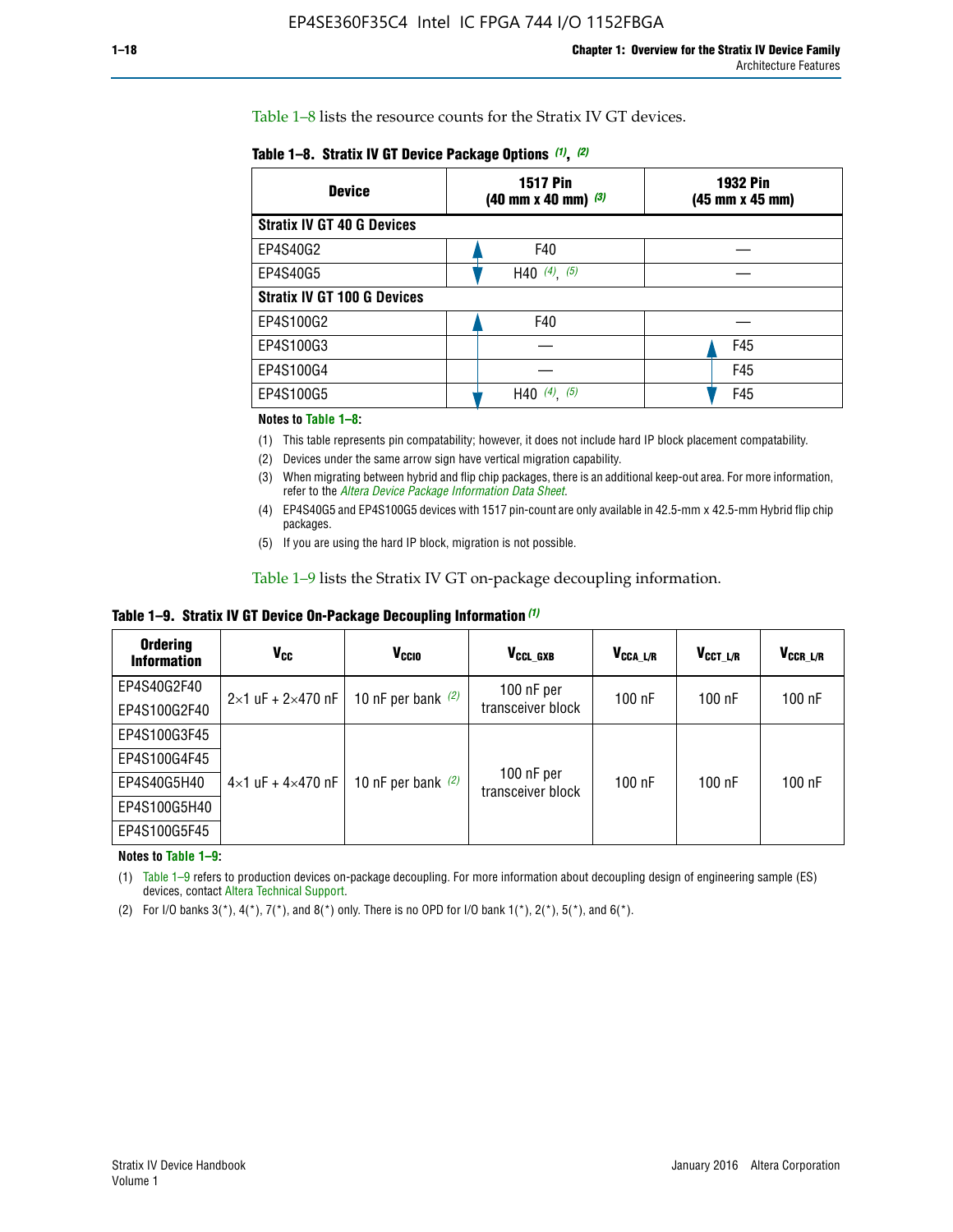Table 1–8 lists the resource counts for the Stratix IV GT devices.

**Table 1–8. Stratix IV GT Device Package Options (1), (2)**

| Device | 1517 Pin (40 mm x 40 mm) (3) | 1932 Pin (45 mm x 45 mm) |
|---|---|---|
| **Stratix IV GT 40 G Devices** | | |
| EP4S40G2 | F40 | — |
| EP4S40G5 | H40 (4), (5) | — |
| **Stratix IV GT 100 G Devices** | | |
| EP4S100G2 | F40 | — |
| EP4S100G3 | — | F45 |
| EP4S100G4 | — | F45 |
| EP4S100G5 | H40 (4), (5) | F45 |

**Notes to Table 1–8:**

(1) This table represents pin compatability; however, it does not include hard IP block placement compatability.

(2) Devices under the same arrow sign have vertical migration capability.

(3) When migrating between hybrid and flip chip packages, there is an additional keep-out area. For more information, refer to the *Altera Device Package Information Data Sheet*.

(4) EP4S40G5 and EP4S100G5 devices with 1517 pin-count are only available in 42.5-mm x 42.5-mm Hybrid flip chip packages.

(5) If you are using the hard IP block, migration is not possible.

Table 1–9 lists the Stratix IV GT on-package decoupling information.

**Table 1–9. Stratix IV GT Device On-Package Decoupling Information (1)**

| Ordering Information | $V_{CC}$ | $V_{CCIO}$ | $V_{CCL\_GXB}$ | $V_{CCA\_L/R}$ | $V_{CCT\_L/R}$ | $V_{CCR\_L/R}$ |
|---|---|---|---|---|---|---|
| EP4S40G2F40 | 2×1 uF + 2×470 nF | 10 nF per bank (2) | 100 nF per transceiver block | 100 nF | 100 nF | 100 nF |
| EP4S100G2F40 | | | | | | |
| EP4S100G3F45 | 4×1 uF + 4×470 nF | 10 nF per bank (2) | 100 nF per transceiver block | 100 nF | 100 nF | 100 nF |
| EP4S100G4F45 | | | | | | |
| EP4S40G5H40 | | | | | | |
| EP4S100G5H40 | | | | | | |
| EP4S100G5F45 | | | | | | |

**Notes to Table 1–9:**

(1) Table 1–9 refers to production devices on-package decoupling. For more information about decoupling design of engineering sample (ES) devices, contact Altera Technical Support.

(2) For I/O banks 3(*), 4(*), 7(*), and 8(*) only. There is no OPD for I/O bank 1(*), 2(*), 5(*), and 6(*).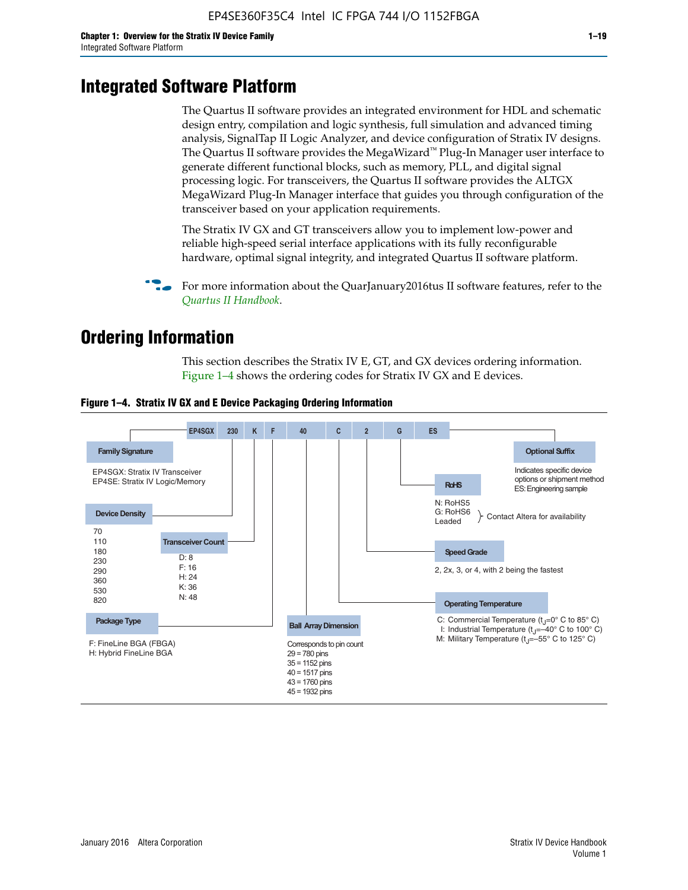# Integrated Software Platform

The Quartus II software provides an integrated environment for HDL and schematic design entry, compilation and logic synthesis, full simulation and advanced timing analysis, SignalTap II Logic Analyzer, and device configuration of Stratix IV designs. The Quartus II software provides the MegaWizard™ Plug-In Manager user interface to generate different functional blocks, such as memory, PLL, and digital signal processing logic. For transceivers, the Quartus II software provides the ALTGX MegaWizard Plug-In Manager interface that guides you through configuration of the transceiver based on your application requirements.

The Stratix IV GX and GT transceivers allow you to implement low-power and reliable high-speed serial interface applications with its fully reconfigurable hardware, optimal signal integrity, and integrated Quartus II software platform.

For more information about the QuarJanuary2016tus II software features, refer to the *Quartus II Handbook*.

# Ordering Information

This section describes the Stratix IV E, GT, and GX devices ordering information. Figure 1–4 shows the ordering codes for Stratix IV GX and E devices.

**Figure 1–4. Stratix IV GX and E Device Packaging Ordering Information**

EP4SGX 230 K F 40 C 2 G ES

**Family Signature**
EP4SGX: Stratix IV Transceiver
EP4SE: Stratix IV Logic/Memory

**Device Density**
70
110
180
230
290
360
530
820

**Transceiver Count**
D: 8
F: 16
H: 24
K: 36
N: 48

**Package Type**
F: FineLine BGA (FBGA)
H: Hybrid FineLine BGA

**Ball Array Dimension**
Corresponds to pin count
29 = 780 pins
35 = 1152 pins
40 = 1517 pins
43 = 1760 pins
45 = 1932 pins

**Operating Temperature**
C: Commercial Temperature ($t_J$=0° C to 85° C)
I: Industrial Temperature ($t_J$=–40° C to 100° C)
M: Military Temperature ($t_J$=–55° C to 125° C)

**Speed Grade**
2, 2x, 3, or 4, with 2 being the fastest

**RoHS**
N: RoHS5
G: RoHS6
Leaded
} Contact Altera for availability

**Optional Suffix**
Indicates specific device options or shipment method
ES: Engineering sample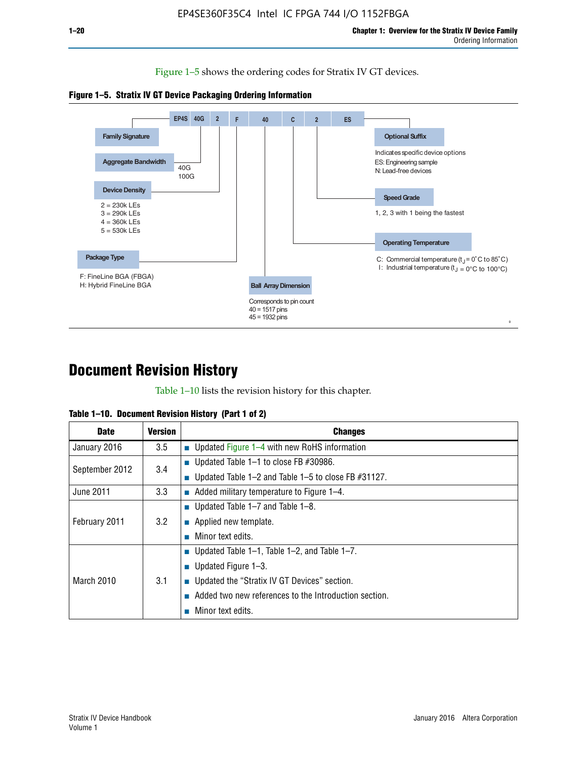Figure 1–5 shows the ordering codes for Stratix IV GT devices.

**Figure 1–5. Stratix IV GT Device Packaging Ordering Information**

EP4S 40G 2 F 40 C 2 ES

- **Family Signature**
- **Aggregate Bandwidth**: 40G, 100G
- **Device Density**: 2 = 230k LEs, 3 = 290k LEs, 4 = 360k LEs, 5 = 530k LEs
- **Package Type**: F: FineLine BGA (FBGA), H: Hybrid FineLine BGA
- **Ball Array Dimension**: Corresponds to pin count, 40 = 1517 pins, 45 = 1932 pins
- **Operating Temperature**: C: Commercial temperature ($t_J$ = 0°C to 85°C), I: Industrial temperature ($t_J$ = 0°C to 100°C)
- **Speed Grade**: 1, 2, 3 with 1 being the fastest
- **Optional Suffix**: Indicates specific device options, ES: Engineering sample, N: Lead-free devices

# Document Revision History

Table 1–10 lists the revision history for this chapter.

**Table 1–10. Document Revision History (Part 1 of 2)**

| Date | Version | Changes |
|---|---|---|
| January 2016 | 3.5 | ■ Updated Figure 1–4 with new RoHS information |
| September 2012 | 3.4 | ■ Updated Table 1–1 to close FB #30986.<br>■ Updated Table 1–2 and Table 1–5 to close FB #31127. |
| June 2011 | 3.3 | ■ Added military temperature to Figure 1–4. |
| February 2011 | 3.2 | ■ Updated Table 1–7 and Table 1–8.<br>■ Applied new template.<br>■ Minor text edits. |
| March 2010 | 3.1 | ■ Updated Table 1–1, Table 1–2, and Table 1–7.<br>■ Updated Figure 1–3.<br>■ Updated the "Stratix IV GT Devices" section.<br>■ Added two new references to the Introduction section.<br>■ Minor text edits. |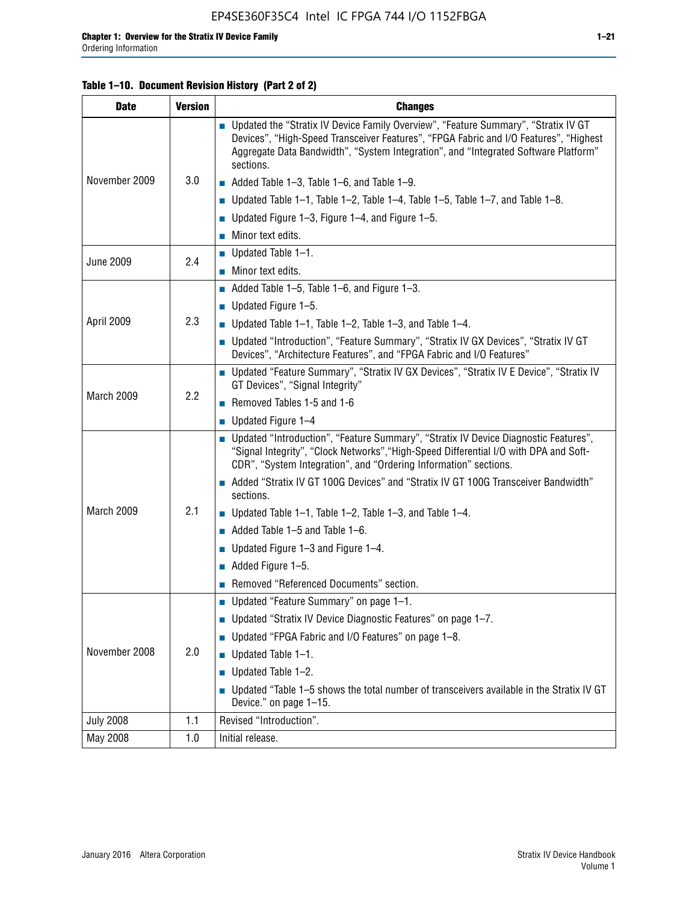**Table 1–10. Document Revision History (Part 2 of 2)**

| Date | Version | Changes |
|---|---|---|
| November 2009 | 3.0 | ■ Updated the "Stratix IV Device Family Overview", "Feature Summary", "Stratix IV GT Devices", "High-Speed Transceiver Features", "FPGA Fabric and I/O Features", "Highest Aggregate Data Bandwidth", "System Integration", and "Integrated Software Platform" sections.<br>■ Added Table 1–3, Table 1–6, and Table 1–9.<br>■ Updated Table 1–1, Table 1–2, Table 1–4, Table 1–5, Table 1–7, and Table 1–8.<br>■ Updated Figure 1–3, Figure 1–4, and Figure 1–5.<br>■ Minor text edits. |
| June 2009 | 2.4 | ■ Updated Table 1–1.<br>■ Minor text edits. |
| April 2009 | 2.3 | ■ Added Table 1–5, Table 1–6, and Figure 1–3.<br>■ Updated Figure 1–5.<br>■ Updated Table 1–1, Table 1–2, Table 1–3, and Table 1–4.<br>■ Updated "Introduction", "Feature Summary", "Stratix IV GX Devices", "Stratix IV GT Devices", "Architecture Features", and "FPGA Fabric and I/O Features" |
| March 2009 | 2.2 | ■ Updated "Feature Summary", "Stratix IV GX Devices", "Stratix IV E Device", "Stratix IV GT Devices", "Signal Integrity"<br>■ Removed Tables 1-5 and 1-6<br>■ Updated Figure 1–4 |
| March 2009 | 2.1 | ■ Updated "Introduction", "Feature Summary", "Stratix IV Device Diagnostic Features", "Signal Integrity", "Clock Networks","High-Speed Differential I/O with DPA and Soft-CDR", "System Integration", and "Ordering Information" sections.<br>■ Added "Stratix IV GT 100G Devices" and "Stratix IV GT 100G Transceiver Bandwidth" sections.<br>■ Updated Table 1–1, Table 1–2, Table 1–3, and Table 1–4.<br>■ Added Table 1–5 and Table 1–6.<br>■ Updated Figure 1–3 and Figure 1–4.<br>■ Added Figure 1–5.<br>■ Removed "Referenced Documents" section. |
| November 2008 | 2.0 | ■ Updated "Feature Summary" on page 1–1.<br>■ Updated "Stratix IV Device Diagnostic Features" on page 1–7.<br>■ Updated "FPGA Fabric and I/O Features" on page 1–8.<br>■ Updated Table 1–1.<br>■ Updated Table 1–2.<br>■ Updated "Table 1–5 shows the total number of transceivers available in the Stratix IV GT Device." on page 1–15. |
| July 2008 | 1.1 | Revised "Introduction". |
| May 2008 | 1.0 | Initial release. |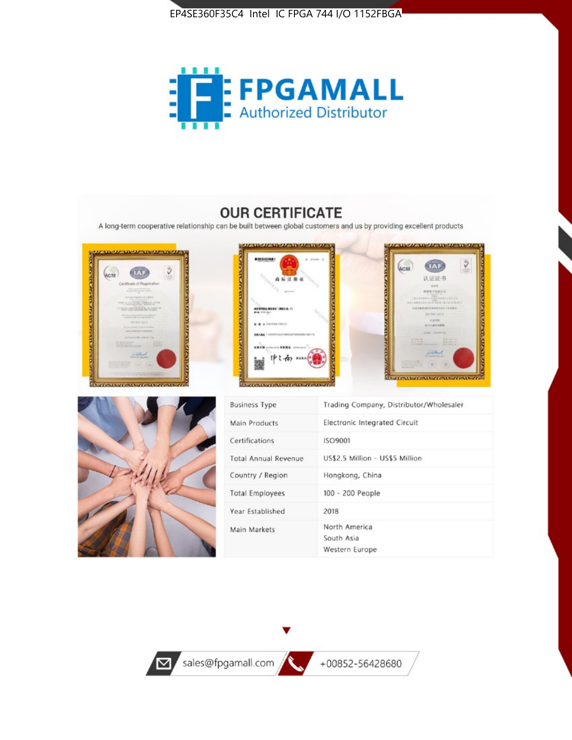FPGAMALL
Authorized Distributor

## OUR CERTIFICATE

A long-term cooperative relationship can be built between global customers and us by providing excellent products

| | |
|---|---|
| Business Type | Trading Company, Distributor/Wholesaler |
| Main Products | Electronic Integrated Circuit |
| Certifications | ISO9001 |
| Total Annual Revenue | US$2.5 Million - US$5 Million |
| Country / Region | Hongkong, China |
| Total Employees | 100 - 200 People |
| Year Established | 2018 |
| Main Markets | North America<br>South Asia<br>Western Europe |

sales@fpgamall.com

+00852-56428680